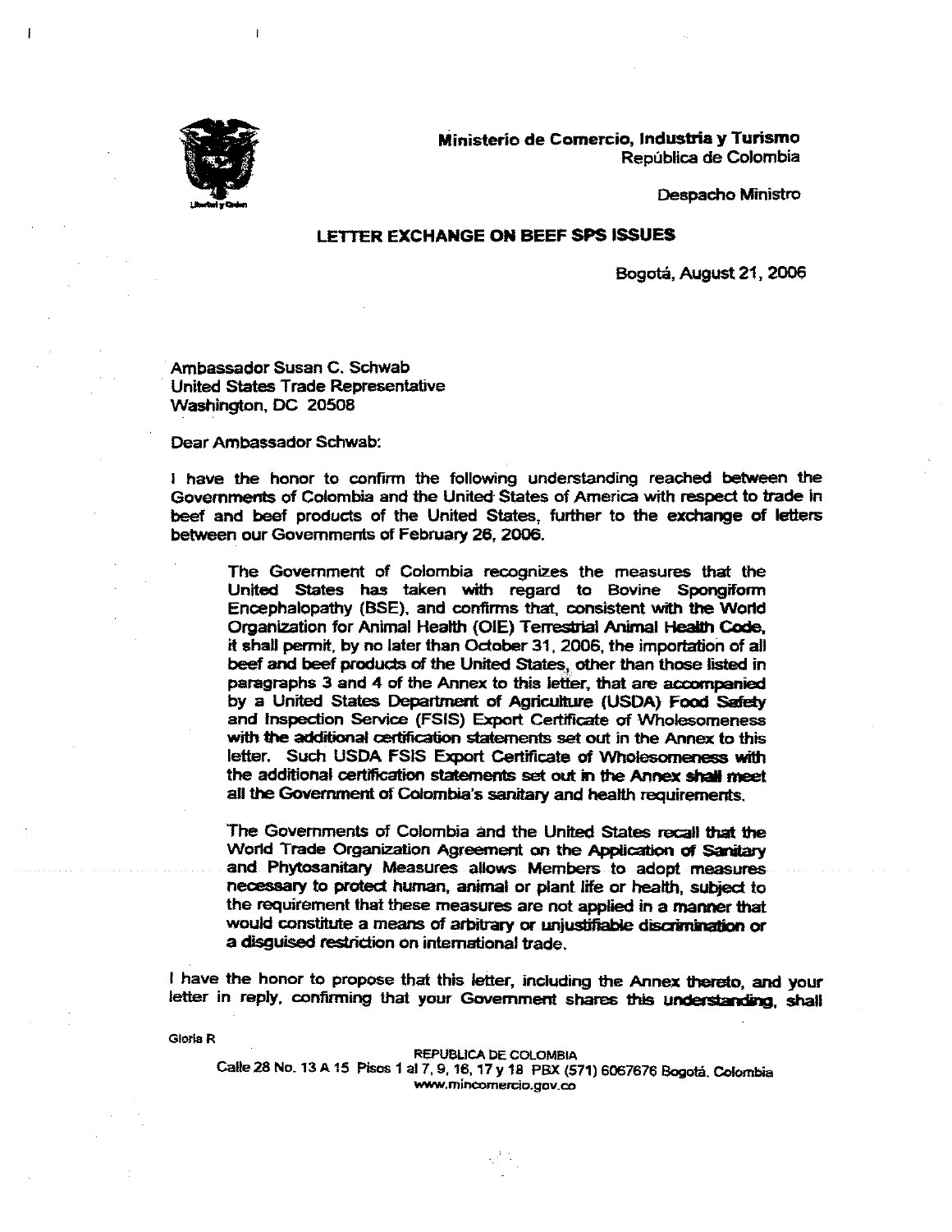**Ministerio de Comercio, Industria y Turismo**
República de Colombia

Despacho Ministro

## LETTER EXCHANGE ON BEEF SPS ISSUES

Bogotá, August 21, 2006

Ambassador Susan C. Schwab
United States Trade Representative
Washington, DC 20508

Dear Ambassador Schwab:

I have the honor to confirm the following understanding reached between the Governments of Colombia and the United States of America with respect to trade in beef and beef products of the United States, further to the exchange of letters between our Governments of February 26, 2006.

> The Government of Colombia recognizes the measures that the United States has taken with regard to Bovine Spongiform Encephalopathy (BSE), and confirms that, consistent with the World Organization for Animal Health (OIE) Terrestrial Animal Health Code, it shall permit, by no later than October 31, 2006, the importation of all beef and beef products of the United States, other than those listed in paragraphs 3 and 4 of the Annex to this letter, that are accompanied by a United States Department of Agriculture (USDA) Food Safety and Inspection Service (FSIS) Export Certificate of Wholesomeness with the additional certification statements set out in the Annex to this letter. Such USDA FSIS Export Certificate of Wholesomeness with the additional certification statements set out in the Annex shall meet all the Government of Colombia's sanitary and health requirements.
>
> The Governments of Colombia and the United States recall that the World Trade Organization Agreement on the Application of Sanitary and Phytosanitary Measures allows Members to adopt measures necessary to protect human, animal or plant life or health, subject to the requirement that these measures are not applied in a manner that would constitute a means of arbitrary or unjustifiable discrimination or a disguised restriction on international trade.

I have the honor to propose that this letter, including the Annex thereto, and your letter in reply, confirming that your Government shares this understanding, shall

Gloria R

REPUBLICA DE COLOMBIA
Calle 28 No. 13 A 15 Pisos 1 al 7, 9, 16, 17 y 18 PBX (571) 6067676 Bogotá, Colombia
www.mincomercio.gov.co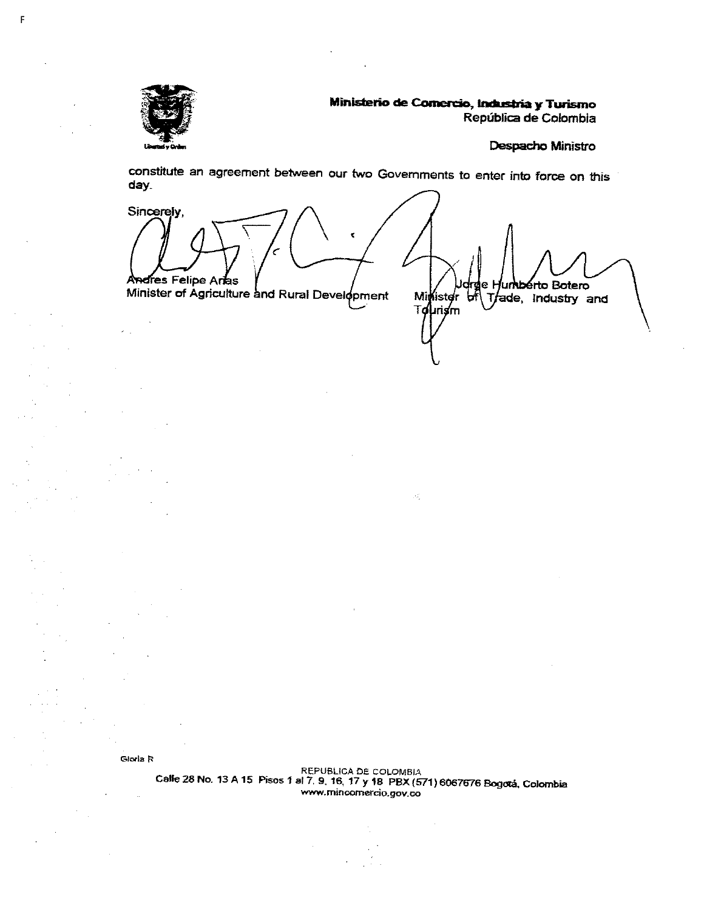**Ministerio de Comercio, Industria y Turismo**
República de Colombia

**Despacho Ministro**

constitute an agreement between our two Governments to enter into force on this day.

Sincerely,

Andres Felipe Arias
Minister of Agriculture and Rural Development

Jorge Humberto Botero
Minister of Trade, Industry and Tourism

Gloria R

REPUBLICA DE COLOMBIA
Calle 28 No. 13 A 15 Pisos 1 al 7, 9, 16, 17 y 18 PBX (571) 6067676 Bogotá, Colombia
www.mincomercio.gov.co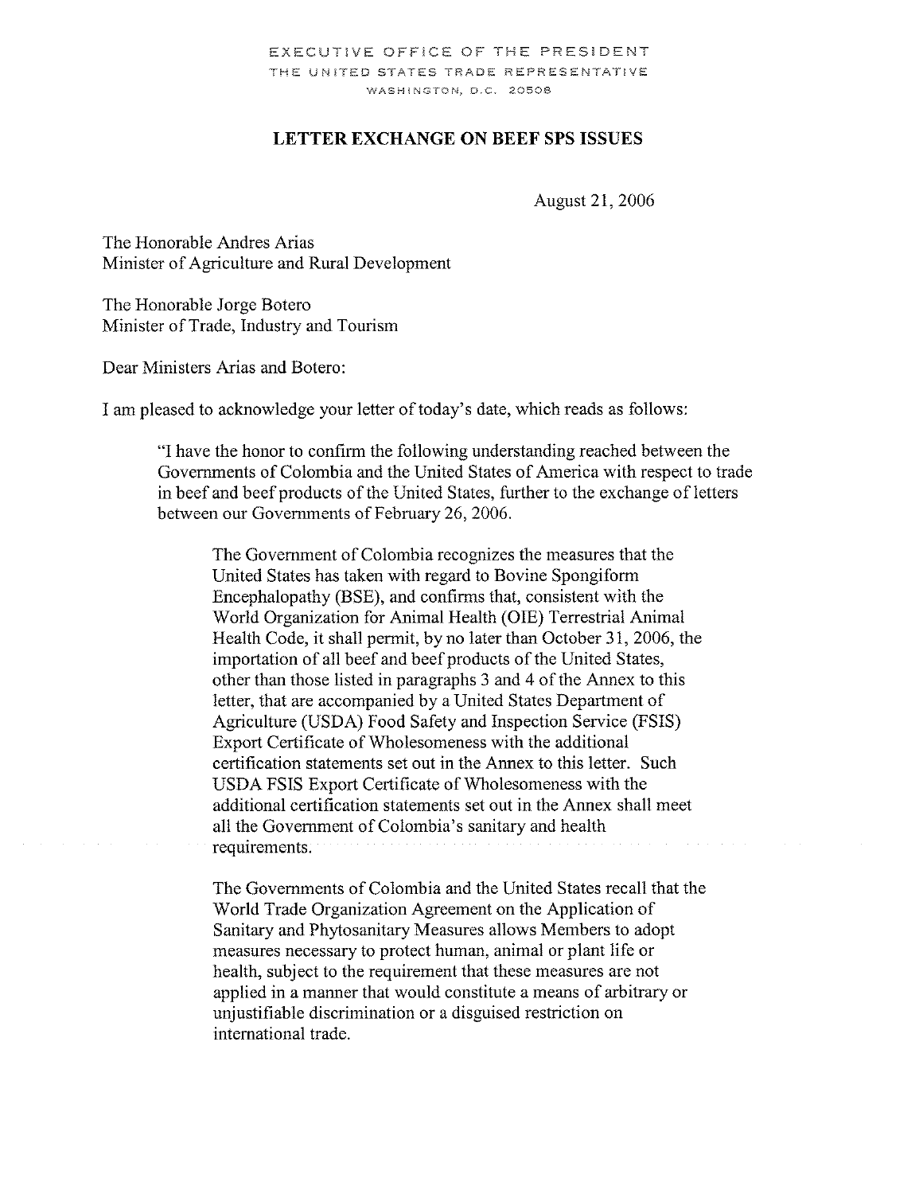EXECUTIVE OFFICE OF THE PRESIDENT
THE UNITED STATES TRADE REPRESENTATIVE
WASHINGTON, D.C. 20508

## LETTER EXCHANGE ON BEEF SPS ISSUES

August 21, 2006

The Honorable Andres Arias
Minister of Agriculture and Rural Development

The Honorable Jorge Botero
Minister of Trade, Industry and Tourism

Dear Ministers Arias and Botero:

I am pleased to acknowledge your letter of today's date, which reads as follows:

> "I have the honor to confirm the following understanding reached between the Governments of Colombia and the United States of America with respect to trade in beef and beef products of the United States, further to the exchange of letters between our Governments of February 26, 2006.
>
> > The Government of Colombia recognizes the measures that the United States has taken with regard to Bovine Spongiform Encephalopathy (BSE), and confirms that, consistent with the World Organization for Animal Health (OIE) Terrestrial Animal Health Code, it shall permit, by no later than October 31, 2006, the importation of all beef and beef products of the United States, other than those listed in paragraphs 3 and 4 of the Annex to this letter, that are accompanied by a United States Department of Agriculture (USDA) Food Safety and Inspection Service (FSIS) Export Certificate of Wholesomeness with the additional certification statements set out in the Annex to this letter. Such USDA FSIS Export Certificate of Wholesomeness with the additional certification statements set out in the Annex shall meet all the Government of Colombia's sanitary and health requirements.
> >
> > The Governments of Colombia and the United States recall that the World Trade Organization Agreement on the Application of Sanitary and Phytosanitary Measures allows Members to adopt measures necessary to protect human, animal or plant life or health, subject to the requirement that these measures are not applied in a manner that would constitute a means of arbitrary or unjustifiable discrimination or a disguised restriction on international trade.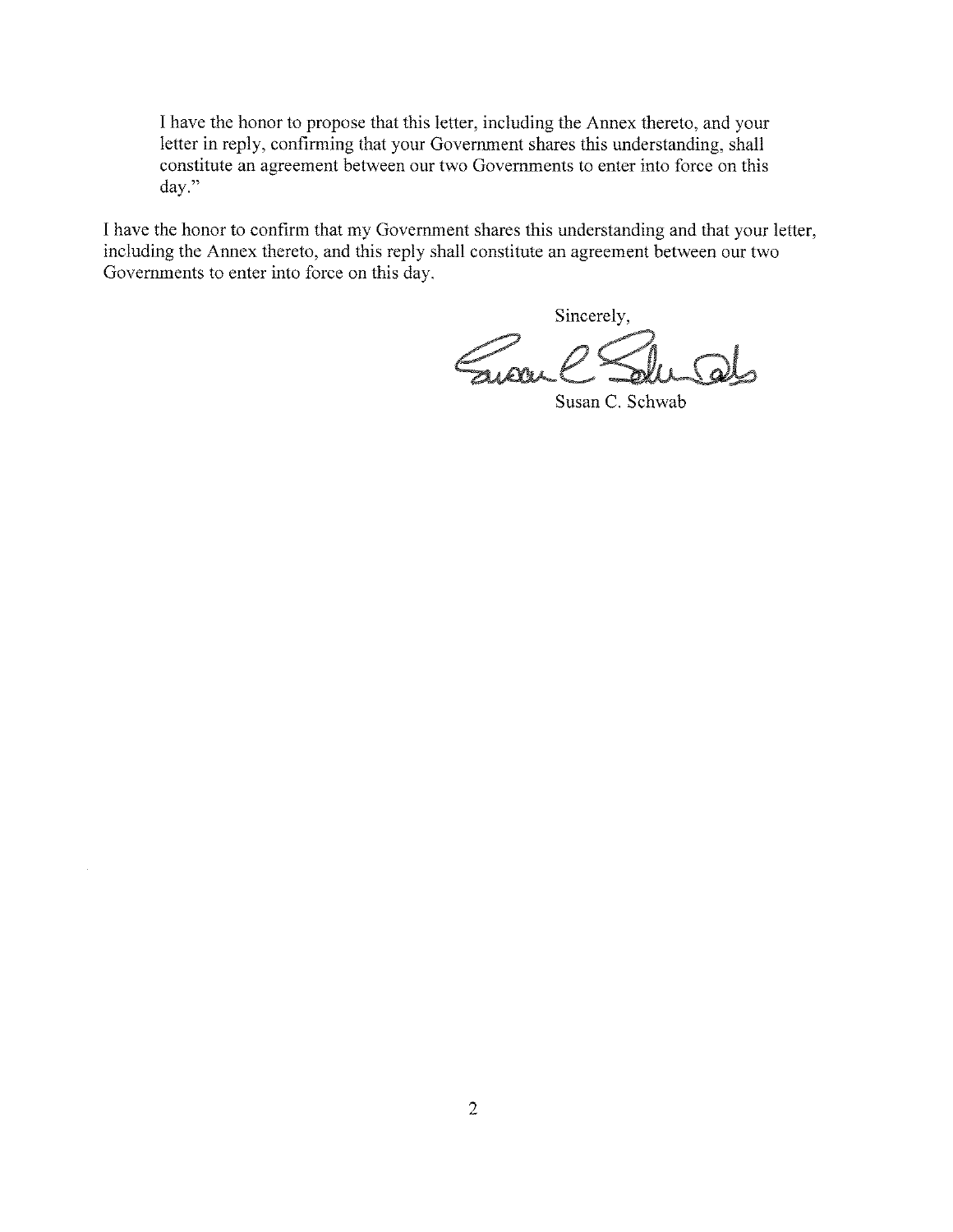I have the honor to propose that this letter, including the Annex thereto, and your letter in reply, confirming that your Government shares this understanding, shall constitute an agreement between our two Governments to enter into force on this day."

I have the honor to confirm that my Government shares this understanding and that your letter, including the Annex thereto, and this reply shall constitute an agreement between our two Governments to enter into force on this day.

Sincerely,

Susan C. Schwab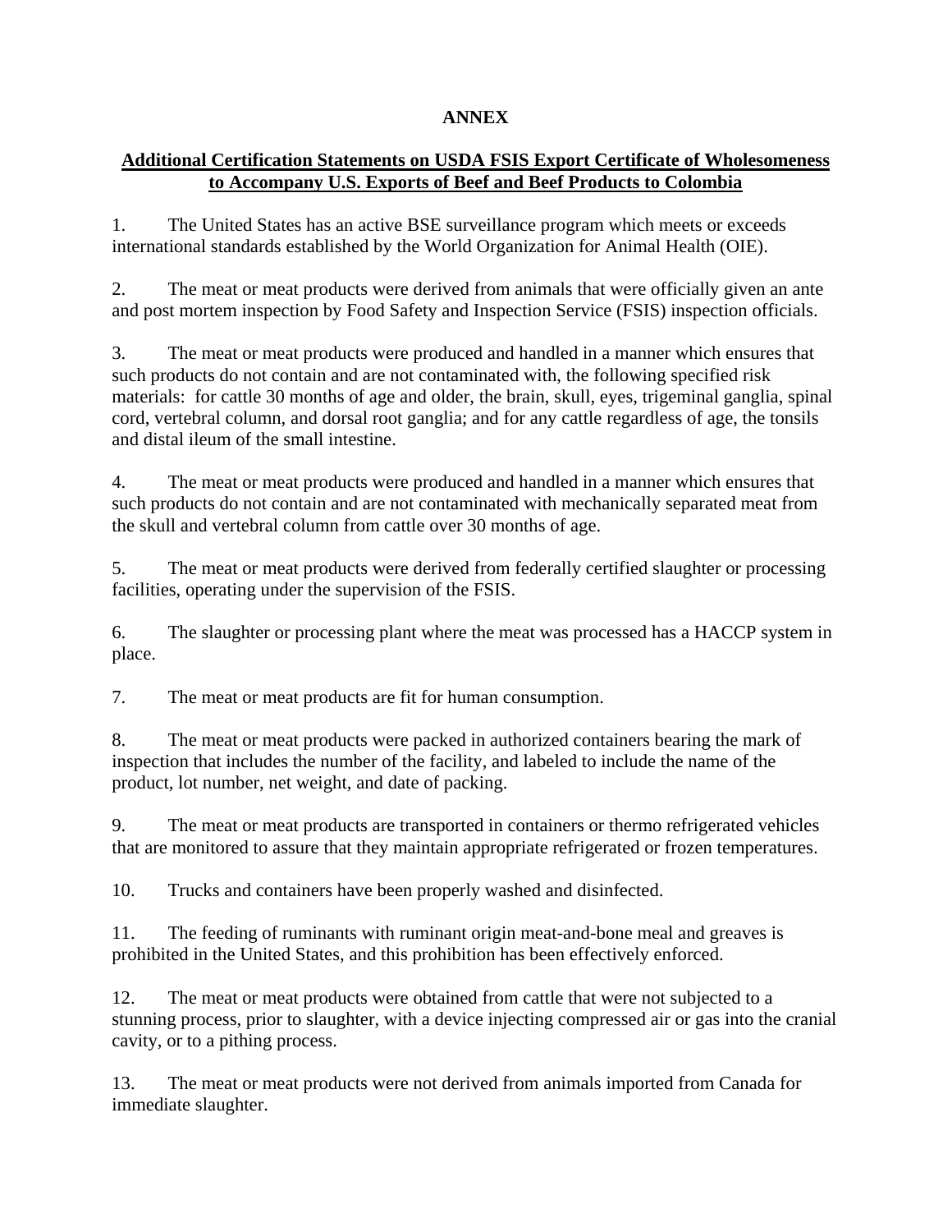# ANNEX

## Additional Certification Statements on USDA FSIS Export Certificate of Wholesomeness to Accompany U.S. Exports of Beef and Beef Products to Colombia

1. The United States has an active BSE surveillance program which meets or exceeds international standards established by the World Organization for Animal Health (OIE).

2. The meat or meat products were derived from animals that were officially given an ante and post mortem inspection by Food Safety and Inspection Service (FSIS) inspection officials.

3. The meat or meat products were produced and handled in a manner which ensures that such products do not contain and are not contaminated with, the following specified risk materials: for cattle 30 months of age and older, the brain, skull, eyes, trigeminal ganglia, spinal cord, vertebral column, and dorsal root ganglia; and for any cattle regardless of age, the tonsils and distal ileum of the small intestine.

4. The meat or meat products were produced and handled in a manner which ensures that such products do not contain and are not contaminated with mechanically separated meat from the skull and vertebral column from cattle over 30 months of age.

5. The meat or meat products were derived from federally certified slaughter or processing facilities, operating under the supervision of the FSIS.

6. The slaughter or processing plant where the meat was processed has a HACCP system in place.

7. The meat or meat products are fit for human consumption.

8. The meat or meat products were packed in authorized containers bearing the mark of inspection that includes the number of the facility, and labeled to include the name of the product, lot number, net weight, and date of packing.

9. The meat or meat products are transported in containers or thermo refrigerated vehicles that are monitored to assure that they maintain appropriate refrigerated or frozen temperatures.

10. Trucks and containers have been properly washed and disinfected.

11. The feeding of ruminants with ruminant origin meat-and-bone meal and greaves is prohibited in the United States, and this prohibition has been effectively enforced.

12. The meat or meat products were obtained from cattle that were not subjected to a stunning process, prior to slaughter, with a device injecting compressed air or gas into the cranial cavity, or to a pithing process.

13. The meat or meat products were not derived from animals imported from Canada for immediate slaughter.